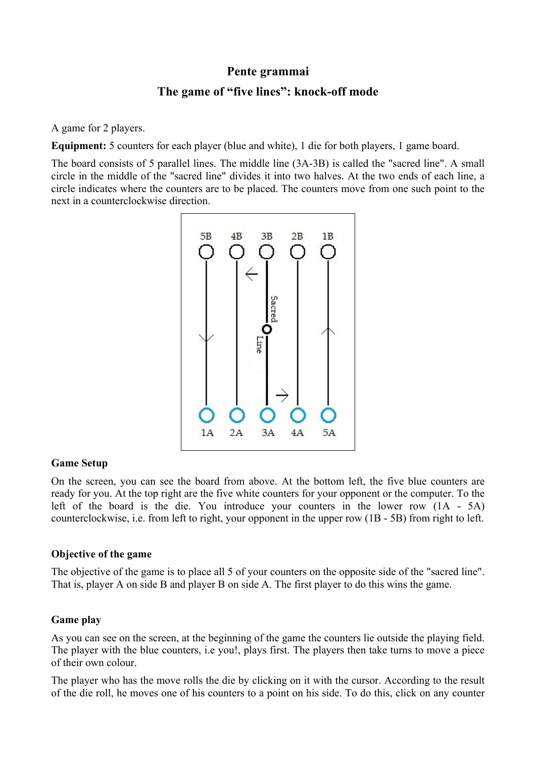**Pente grammai**

**The game of “five lines”: knock-off mode**

A game for 2 players.

**Equipment:** 5 counters for each player (blue and white), 1 die for both players, 1 game board.

The board consists of 5 parallel lines. The middle line (3A-3B) is called the "sacred line". A small circle in the middle of the "sacred line" divides it into two halves. At the two ends of each line, a circle indicates where the counters are to be placed. The counters move from one such point to the next in a counterclockwise direction.

### Game Setup

On the screen, you can see the board from above. At the bottom left, the five blue counters are ready for you. At the top right are the five white counters for your opponent or the computer. To the left of the board is the die. You introduce your counters in the lower row (1A - 5A) counterclockwise, i.e. from left to right, your opponent in the upper row (1B - 5B) from right to left.

### Objective of the game

The objective of the game is to place all 5 of your counters on the opposite side of the "sacred line". That is, player A on side B and player B on side A. The first player to do this wins the game.

### Game play

As you can see on the screen, at the beginning of the game the counters lie outside the playing field. The player with the blue counters, i.e you!, plays first. The players then take turns to move a piece of their own colour.

The player who has the move rolls the die by clicking on it with the cursor. According to the result of the die roll, he moves one of his counters to a point on his side. To do this, click on any counter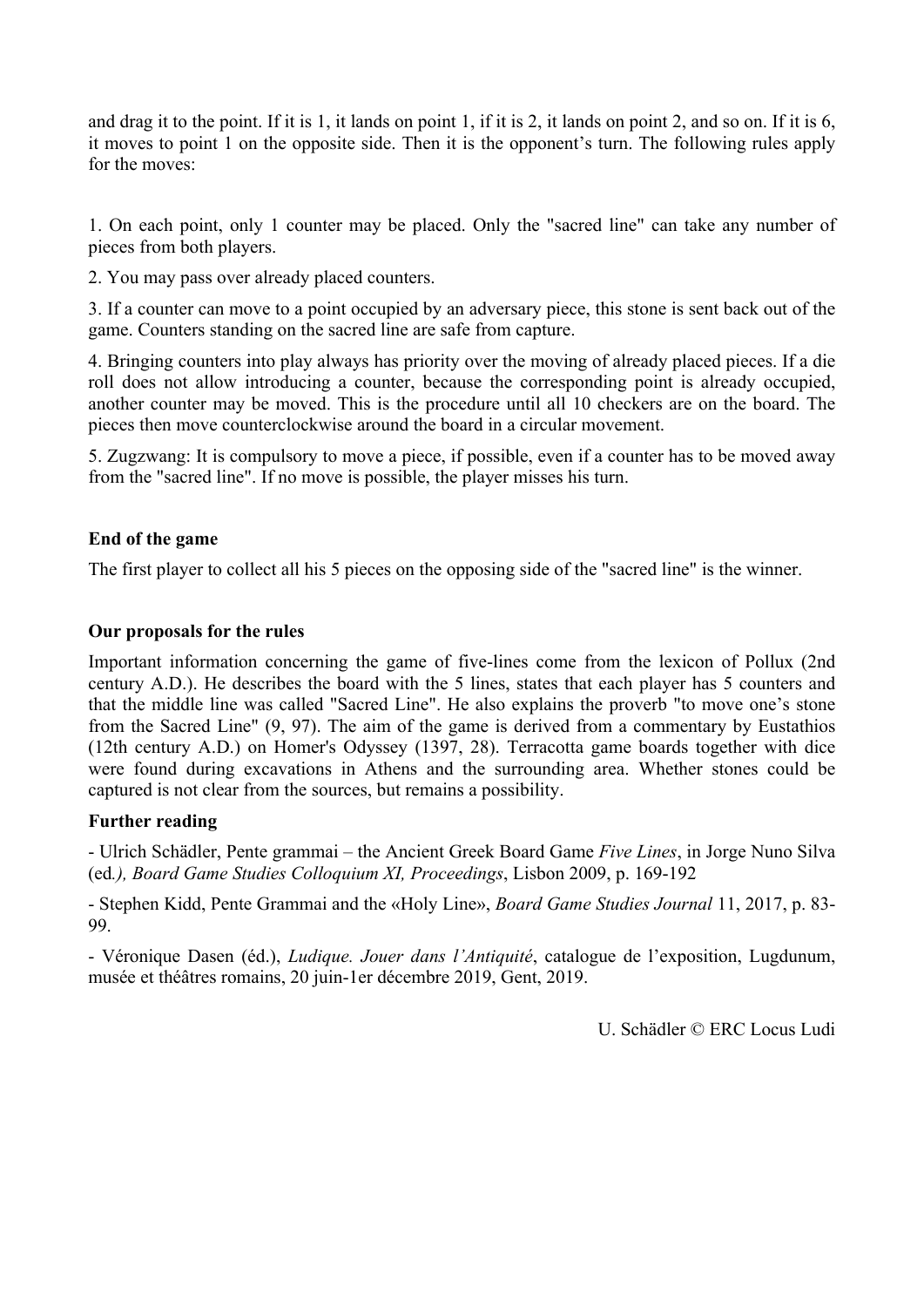and drag it to the point. If it is 1, it lands on point 1, if it is 2, it lands on point 2, and so on. If it is 6, it moves to point 1 on the opposite side. Then it is the opponent's turn. The following rules apply for the moves:

1. On each point, only 1 counter may be placed. Only the "sacred line" can take any number of pieces from both players.

2. You may pass over already placed counters.

3. If a counter can move to a point occupied by an adversary piece, this stone is sent back out of the game. Counters standing on the sacred line are safe from capture.

4. Bringing counters into play always has priority over the moving of already placed pieces. If a die roll does not allow introducing a counter, because the corresponding point is already occupied, another counter may be moved. This is the procedure until all 10 checkers are on the board. The pieces then move counterclockwise around the board in a circular movement.

5. Zugzwang: It is compulsory to move a piece, if possible, even if a counter has to be moved away from the "sacred line". If no move is possible, the player misses his turn.

**End of the game**

The first player to collect all his 5 pieces on the opposing side of the "sacred line" is the winner.

**Our proposals for the rules**

Important information concerning the game of five-lines come from the lexicon of Pollux (2nd century A.D.). He describes the board with the 5 lines, states that each player has 5 counters and that the middle line was called "Sacred Line". He also explains the proverb "to move one's stone from the Sacred Line" (9, 97). The aim of the game is derived from a commentary by Eustathios (12th century A.D.) on Homer's Odyssey (1397, 28). Terracotta game boards together with dice were found during excavations in Athens and the surrounding area. Whether stones could be captured is not clear from the sources, but remains a possibility.

**Further reading**

- Ulrich Schädler, Pente grammai – the Ancient Greek Board Game *Five Lines*, in Jorge Nuno Silva (ed*.), Board Game Studies Colloquium XI, Proceedings*, Lisbon 2009, p. 169-192

- Stephen Kidd, Pente Grammai and the «Holy Line», *Board Game Studies Journal* 11, 2017, p. 83-99.

- Véronique Dasen (éd.), *Ludique. Jouer dans l'Antiquité*, catalogue de l'exposition, Lugdunum, musée et théâtres romains, 20 juin-1er décembre 2019, Gent, 2019.

U. Schädler © ERC Locus Ludi